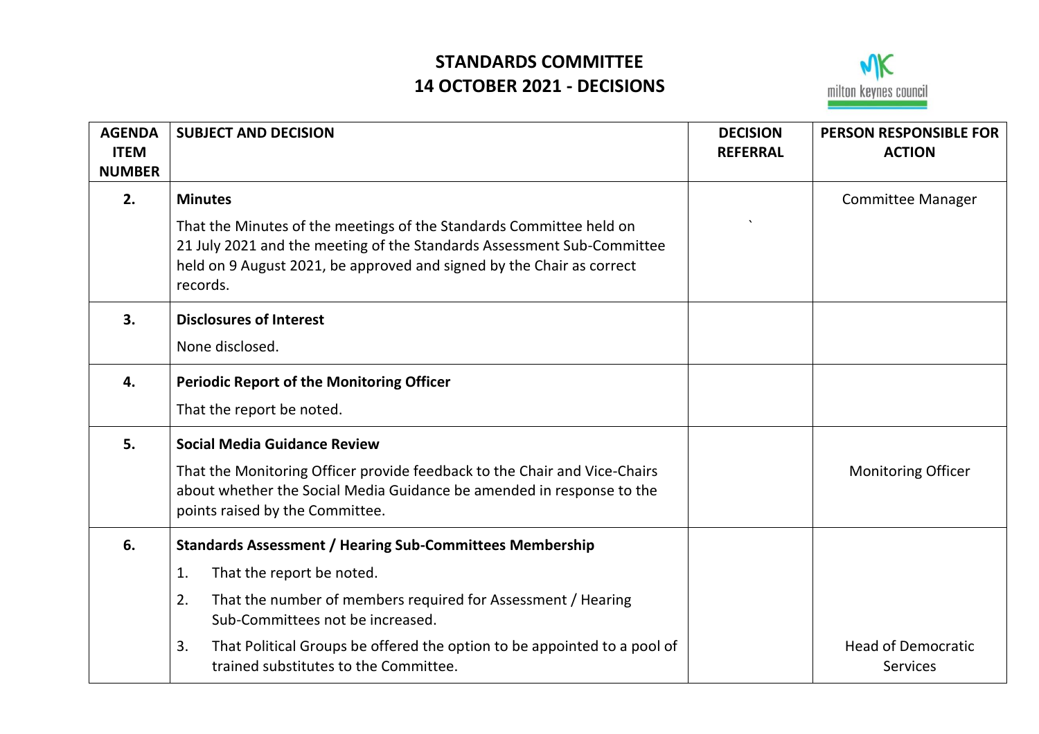# STANDARDS COMMITTEE
# 14 OCTOBER 2021 - DECISIONS

| AGENDA ITEM NUMBER | SUBJECT AND DECISION | DECISION REFERRAL | PERSON RESPONSIBLE FOR ACTION |
|---|---|---|---|
| 2. | **Minutes**<br>That the Minutes of the meetings of the Standards Committee held on 21 July 2021 and the meeting of the Standards Assessment Sub-Committee held on 9 August 2021, be approved and signed by the Chair as correct records. | ` | Committee Manager |
| 3. | **Disclosures of Interest**<br>None disclosed. | | |
| 4. | **Periodic Report of the Monitoring Officer**<br>That the report be noted. | | |
| 5. | **Social Media Guidance Review**<br>That the Monitoring Officer provide feedback to the Chair and Vice-Chairs about whether the Social Media Guidance be amended in response to the points raised by the Committee. | | Monitoring Officer |
| 6. | **Standards Assessment / Hearing Sub-Committees Membership**<br>1. That the report be noted.<br>2. That the number of members required for Assessment / Hearing Sub-Committees not be increased.<br>3. That Political Groups be offered the option to be appointed to a pool of trained substitutes to the Committee. | | Head of Democratic Services |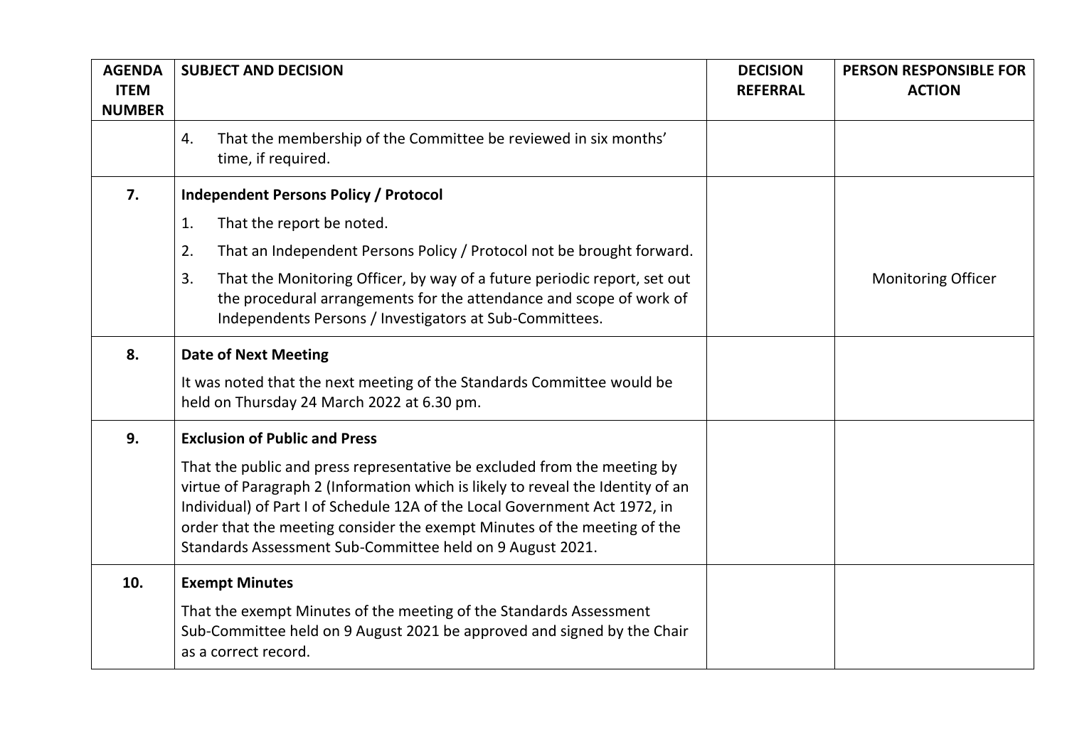| AGENDA ITEM NUMBER | SUBJECT AND DECISION | DECISION REFERRAL | PERSON RESPONSIBLE FOR ACTION |
|---|---|---|---|
| | 4. That the membership of the Committee be reviewed in six months' time, if required. | | |
| 7. | **Independent Persons Policy / Protocol**<br>1. That the report be noted.<br>2. That an Independent Persons Policy / Protocol not be brought forward.<br>3. That the Monitoring Officer, by way of a future periodic report, set out the procedural arrangements for the attendance and scope of work of Independents Persons / Investigators at Sub-Committees. | | Monitoring Officer |
| 8. | **Date of Next Meeting**<br>It was noted that the next meeting of the Standards Committee would be held on Thursday 24 March 2022 at 6.30 pm. | | |
| 9. | **Exclusion of Public and Press**<br>That the public and press representative be excluded from the meeting by virtue of Paragraph 2 (Information which is likely to reveal the Identity of an Individual) of Part I of Schedule 12A of the Local Government Act 1972, in order that the meeting consider the exempt Minutes of the meeting of the Standards Assessment Sub-Committee held on 9 August 2021. | | |
| 10. | **Exempt Minutes**<br>That the exempt Minutes of the meeting of the Standards Assessment Sub-Committee held on 9 August 2021 be approved and signed by the Chair as a correct record. | | |